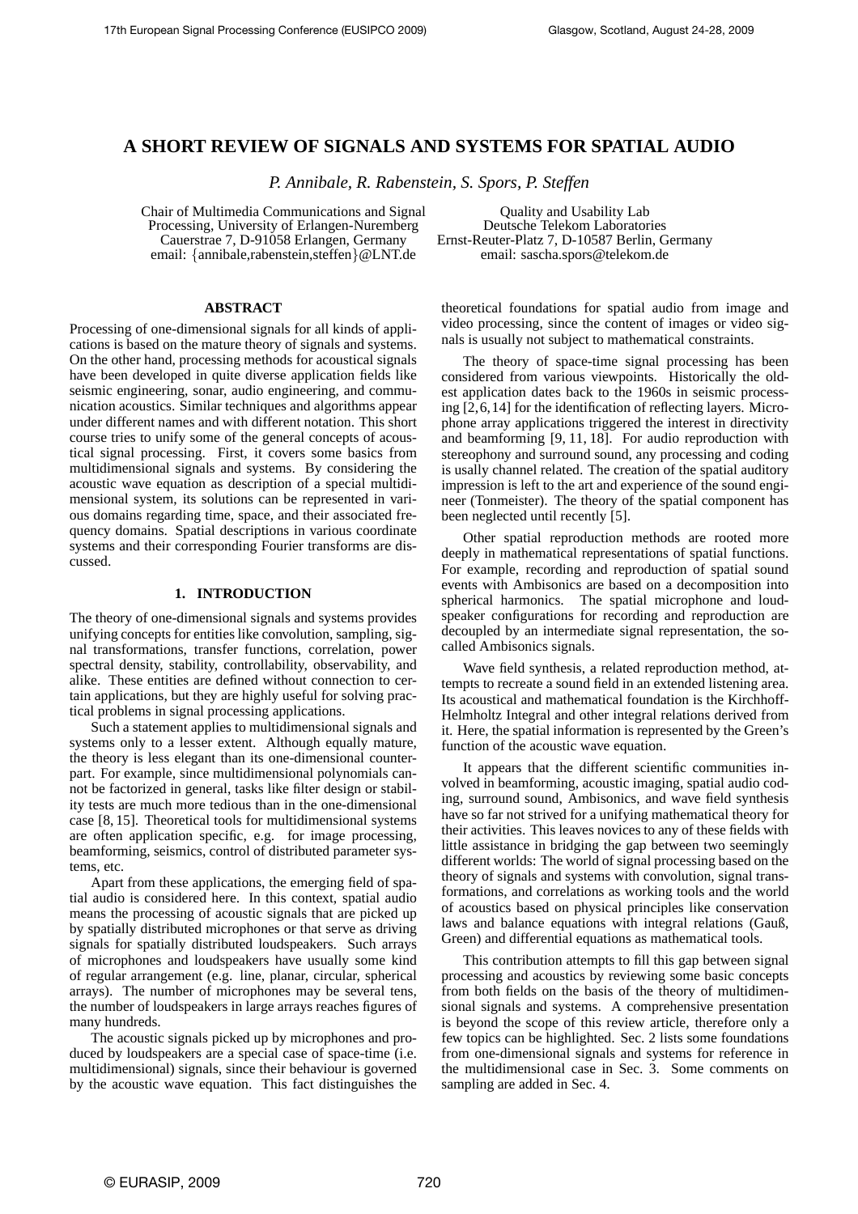# A SHORT REVIEW OF SIGNALS AND SYSTEMS FOR SPATIAL AUDIO

*P. Annibale, R. Rabenstein, S. Spors, P. Steffen*

Chair of Multimedia Communications and Signal Processing, University of Erlangen-Nuremberg
Cauerstrae 7, D-91058 Erlangen, Germany
email: {annibale,rabenstein,steffen}@LNT.de

Quality and Usability Lab
Deutsche Telekom Laboratories
Ernst-Reuter-Platz 7, D-10587 Berlin, Germany
email: sascha.spors@telekom.de

## ABSTRACT

Processing of one-dimensional signals for all kinds of applications is based on the mature theory of signals and systems. On the other hand, processing methods for acoustical signals have been developed in quite diverse application fields like seismic engineering, sonar, audio engineering, and communication acoustics. Similar techniques and algorithms appear under different names and with different notation. This short course tries to unify some of the general concepts of acoustical signal processing. First, it covers some basics from multidimensional signals and systems. By considering the acoustic wave equation as description of a special multidimensional system, its solutions can be represented in various domains regarding time, space, and their associated frequency domains. Spatial descriptions in various coordinate systems and their corresponding Fourier transforms are discussed.

## 1. INTRODUCTION

The theory of one-dimensional signals and systems provides unifying concepts for entities like convolution, sampling, signal transformations, transfer functions, correlation, power spectral density, stability, controllability, observability, and alike. These entities are defined without connection to certain applications, but they are highly useful for solving practical problems in signal processing applications.

Such a statement applies to multidimensional signals and systems only to a lesser extent. Although equally mature, the theory is less elegant than its one-dimensional counterpart. For example, since multidimensional polynomials cannot be factorized in general, tasks like filter design or stability tests are much more tedious than in the one-dimensional case [8, 15]. Theoretical tools for multidimensional systems are often application specific, e.g. for image processing, beamforming, seismics, control of distributed parameter systems, etc.

Apart from these applications, the emerging field of spatial audio is considered here. In this context, spatial audio means the processing of acoustic signals that are picked up by spatially distributed microphones or that serve as driving signals for spatially distributed loudspeakers. Such arrays of microphones and loudspeakers have usually some kind of regular arrangement (e.g. line, planar, circular, spherical arrays). The number of microphones may be several tens, the number of loudspeakers in large arrays reaches figures of many hundreds.

The acoustic signals picked up by microphones and produced by loudspeakers are a special case of space-time (i.e. multidimensional) signals, since their behaviour is governed by the acoustic wave equation. This fact distinguishes the theoretical foundations for spatial audio from image and video processing, since the content of images or video signals is usually not subject to mathematical constraints.

The theory of space-time signal processing has been considered from various viewpoints. Historically the oldest application dates back to the 1960s in seismic processing [2, 6, 14] for the identification of reflecting layers. Microphone array applications triggered the interest in directivity and beamforming [9, 11, 18]. For audio reproduction with stereophony and surround sound, any processing and coding is usally channel related. The creation of the spatial auditory impression is left to the art and experience of the sound engineer (Tonmeister). The theory of the spatial component has been neglected until recently [5].

Other spatial reproduction methods are rooted more deeply in mathematical representations of spatial functions. For example, recording and reproduction of spatial sound events with Ambisonics are based on a decomposition into spherical harmonics. The spatial microphone and loudspeaker configurations for recording and reproduction are decoupled by an intermediate signal representation, the so-called Ambisonics signals.

Wave field synthesis, a related reproduction method, attempts to recreate a sound field in an extended listening area. Its acoustical and mathematical foundation is the Kirchhoff-Helmholtz Integral and other integral relations derived from it. Here, the spatial information is represented by the Green's function of the acoustic wave equation.

It appears that the different scientific communities involved in beamforming, acoustic imaging, spatial audio coding, surround sound, Ambisonics, and wave field synthesis have so far not strived for a unifying mathematical theory for their activities. This leaves novices to any of these fields with little assistance in bridging the gap between two seemingly different worlds: The world of signal processing based on the theory of signals and systems with convolution, signal transformations, and correlations as working tools and the world of acoustics based on physical principles like conservation laws and balance equations with integral relations (Gauß, Green) and differential equations as mathematical tools.

This contribution attempts to fill this gap between signal processing and acoustics by reviewing some basic concepts from both fields on the basis of the theory of multidimensional signals and systems. A comprehensive presentation is beyond the scope of this review article, therefore only a few topics can be highlighted. Sec. 2 lists some foundations from one-dimensional signals and systems for reference in the multidimensional case in Sec. 3. Some comments on sampling are added in Sec. 4.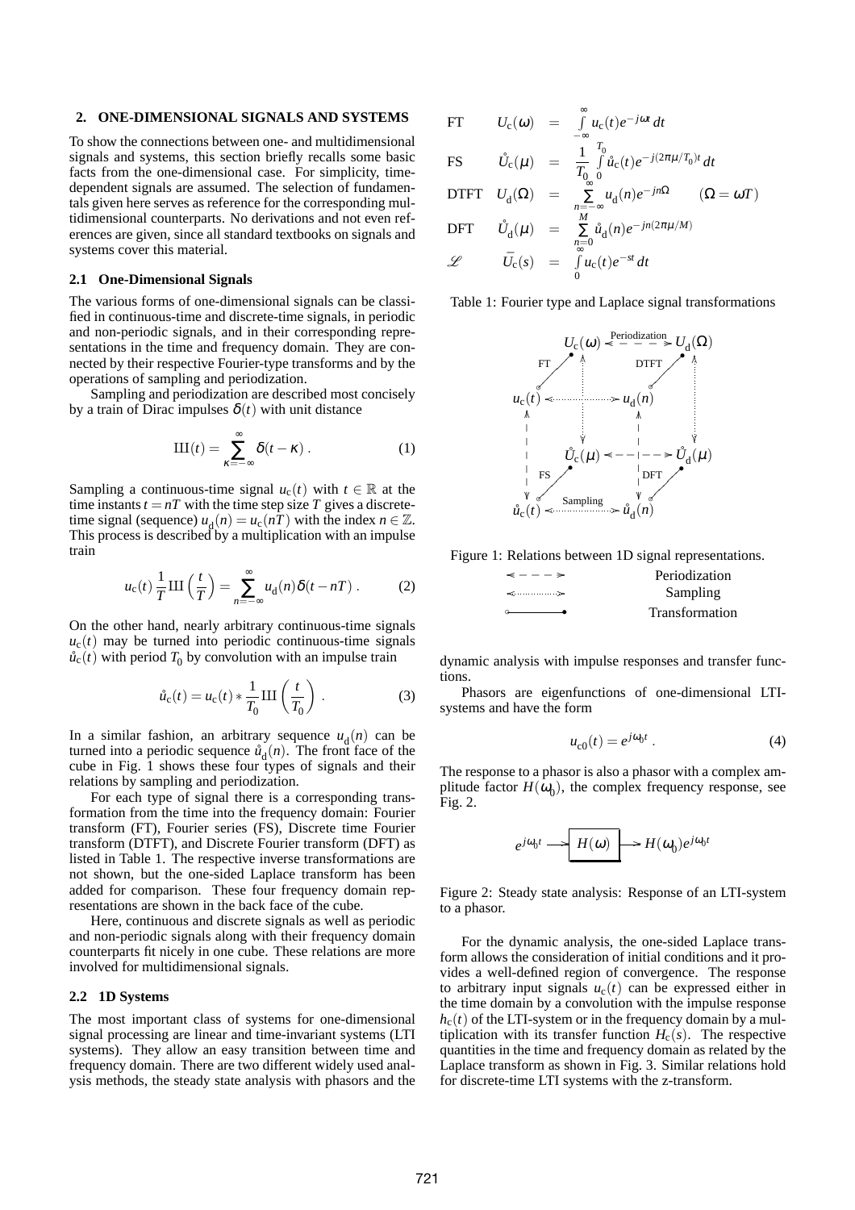## 2. ONE-DIMENSIONAL SIGNALS AND SYSTEMS

To show the connections between one- and multidimensional signals and systems, this section briefly recalls some basic facts from the one-dimensional case. For simplicity, time-dependent signals are assumed. The selection of fundamentals given here serves as reference for the corresponding multidimensional counterparts. No derivations and not even references are given, since all standard textbooks on signals and systems cover this material.

### 2.1 One-Dimensional Signals

The various forms of one-dimensional signals can be classified in continuous-time and discrete-time signals, in periodic and non-periodic signals, and in their corresponding representations in the time and frequency domain. They are connected by their respective Fourier-type transforms and by the operations of sampling and periodization.

Sampling and periodization are described most concisely by a train of Dirac impulses $\delta(t)$ with unit distance

$$\text{III}(t) = \sum_{\kappa=-\infty}^{\infty} \delta(t-\kappa)\,. \tag{1}$$

Sampling a continuous-time signal $u_c(t)$ with $t \in \mathbb{R}$ at the time instants $t = nT$ with the time step size $T$ gives a discrete-time signal (sequence) $u_d(n) = u_c(nT)$ with the index $n \in \mathbb{Z}$. This process is described by a multiplication with an impulse train

$$u_c(t)\frac{1}{T}\text{III}\left(\frac{t}{T}\right) = \sum_{n=-\infty}^{\infty} u_d(n)\delta(t-nT)\,. \tag{2}$$

On the other hand, nearly arbitrary continuous-time signals $u_c(t)$ may be turned into periodic continuous-time signals $\mathring{u}_c(t)$ with period $T_0$ by convolution with an impulse train

$$\mathring{u}_c(t) = u_c(t) * \frac{1}{T_0}\text{III}\left(\frac{t}{T_0}\right)\,. \tag{3}$$

In a similar fashion, an arbitrary sequence $u_d(n)$ can be turned into a periodic sequence $\mathring{u}_d(n)$. The front face of the cube in Fig. 1 shows these four types of signals and their relations by sampling and periodization.

For each type of signal there is a corresponding transformation from the time into the frequency domain: Fourier transform (FT), Fourier series (FS), Discrete time Fourier transform (DTFT), and Discrete Fourier transform (DFT) as listed in Table 1. The respective inverse transformations are not shown, but the one-sided Laplace transform has been added for comparison. These four frequency domain representations are shown in the back face of the cube.

Here, continuous and discrete signals as well as periodic and non-periodic signals along with their frequency domain counterparts fit nicely in one cube. These relations are more involved for multidimensional signals.

### 2.2 1D Systems

The most important class of systems for one-dimensional signal processing are linear and time-invariant systems (LTI systems). They allow an easy transition between time and frequency domain. There are two different widely used analysis methods, the steady state analysis with phasors and the dynamic analysis with impulse responses and transfer functions.

| | | |
|---|---|---|
| FT | $U_c(\omega) = \int_{-\infty}^{\infty} u_c(t)e^{-j\omega t}\,dt$ | |
| FS | $\mathring{U}_c(\mu) = \frac{1}{T_0}\int_0^{T_0} \mathring{u}_c(t)e^{-j(2\pi\mu/T_0)t}\,dt$ | |
| DTFT | $U_d(\Omega) = \sum_{n=-\infty}^{\infty} u_d(n)e^{-jn\Omega}$ | $(\Omega = \omega T)$ |
| DFT | $\mathring{U}_d(\mu) = \sum_{n=0}^{M} \mathring{u}_d(n)e^{-jn(2\pi\mu/M)}$ | |
| $\mathscr{L}$ | $\bar{U}_c(s) = \int_0^{\infty} u_c(t)e^{-st}\,dt$ | |

Table 1: Fourier type and Laplace signal transformations

Figure 1: Relations between 1D signal representations.

Phasors are eigenfunctions of one-dimensional LTI-systems and have the form

$$u_{c0}(t) = e^{j\omega_0 t}\,. \tag{4}$$

The response to a phasor is also a phasor with a complex amplitude factor $H(\omega_0)$, the complex frequency response, see Fig. 2.

Figure 2: Steady state analysis: Response of an LTI-system to a phasor.

For the dynamic analysis, the one-sided Laplace transform allows the consideration of initial conditions and it provides a well-defined region of convergence. The response to arbitrary input signals $u_c(t)$ can be expressed either in the time domain by a convolution with the impulse response $h_c(t)$ of the LTI-system or in the frequency domain by a multiplication with its transfer function $H_c(s)$. The respective quantities in the time and frequency domain as related by the Laplace transform as shown in Fig. 3. Similar relations hold for discrete-time LTI systems with the z-transform.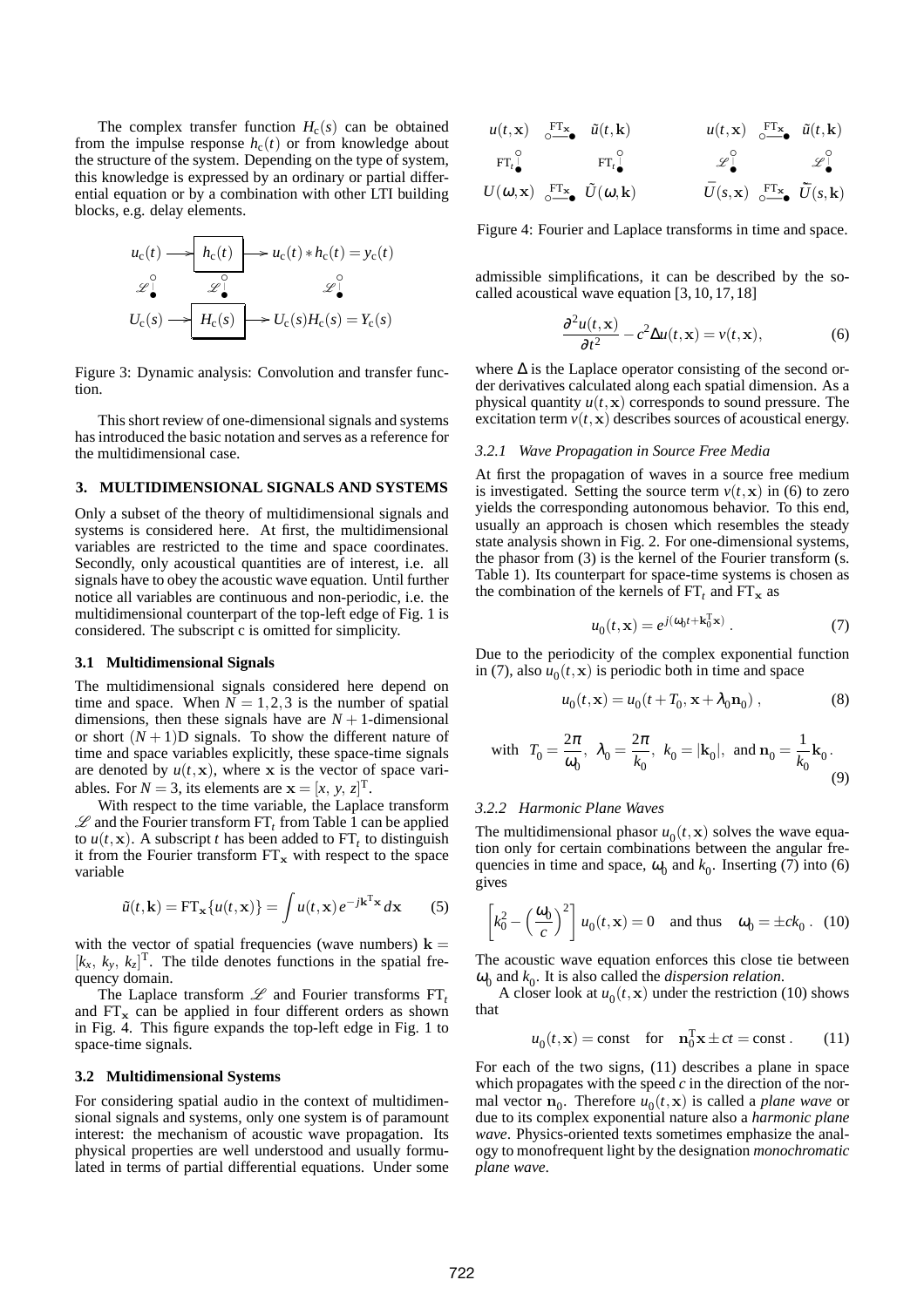The complex transfer function $H_c(s)$ can be obtained from the impulse response $h_c(t)$ or from knowledge about the structure of the system. Depending on the type of system, this knowledge is expressed by an ordinary or partial differential equation or by a combination with other LTI building blocks, e.g. delay elements.

$$
\begin{array}{ccccc}
u_c(t) & \longrightarrow & \boxed{h_c(t)} & \longrightarrow & u_c(t) * h_c(t) = y_c(t) \\
\mathscr{L} \updownarrow & & \mathscr{L} \updownarrow & & \mathscr{L} \updownarrow \\
U_c(s) & \longrightarrow & \boxed{H_c(s)} & \longrightarrow & U_c(s) H_c(s) = Y_c(s)
\end{array}
$$

Figure 3: Dynamic analysis: Convolution and transfer function.

This short review of one-dimensional signals and systems has introduced the basic notation and serves as a reference for the multidimensional case.

## 3. MULTIDIMENSIONAL SIGNALS AND SYSTEMS

Only a subset of the theory of multidimensional signals and systems is considered here. At first, the multidimensional variables are restricted to the time and space coordinates. Secondly, only acoustical quantities are of interest, i.e. all signals have to obey the acoustic wave equation. Until further notice all variables are continuous and non-periodic, i.e. the multidimensional counterpart of the top-left edge of Fig. 1 is considered. The subscript c is omitted for simplicity.

### 3.1 Multidimensional Signals

The multidimensional signals considered here depend on time and space. When $N = 1, 2, 3$ is the number of spatial dimensions, then these signals have are $N+1$-dimensional or short $(N+1)$D signals. To show the different nature of time and space variables explicitly, these space-time signals are denoted by $u(t, \mathbf{x})$, where $\mathbf{x}$ is the vector of space variables. For $N = 3$, its elements are $\mathbf{x} = [x,\ y,\ z]^{\mathrm{T}}$.

With respect to the time variable, the Laplace transform $\mathscr{L}$ and the Fourier transform $\mathrm{FT}_t$ from Table 1 can be applied to $u(t, \mathbf{x})$. A subscript $t$ has been added to $\mathrm{FT}_t$ to distinguish it from the Fourier transform $\mathrm{FT}_{\mathbf{x}}$ with respect to the space variable

$$
\tilde{u}(t, \mathbf{k}) = \mathrm{FT}_{\mathbf{x}}\{u(t, \mathbf{x})\} = \int u(t, \mathbf{x})\, e^{-j\mathbf{k}^{\mathrm{T}}\mathbf{x}}\, d\mathbf{x} \tag{5}
$$

with the vector of spatial frequencies (wave numbers) $\mathbf{k} = [k_x,\ k_y,\ k_z]^{\mathrm{T}}$. The tilde denotes functions in the spatial frequency domain.

The Laplace transform $\mathscr{L}$ and Fourier transforms $\mathrm{FT}_t$ and $\mathrm{FT}_{\mathbf{x}}$ can be applied in four different orders as shown in Fig. 4. This figure expands the top-left edge in Fig. 1 to space-time signals.

### 3.2 Multidimensional Systems

For considering spatial audio in the context of multidimensional signals and systems, only one system is of paramount interest: the mechanism of acoustic wave propagation. Its physical properties are well understood and usually formulated in terms of partial differential equations. Under some

$$
\begin{array}{ccc}
u(t,\mathbf{x}) & \overset{\mathrm{FT}_{\mathbf{x}}}{\circ\!\!-\!\!\bullet} & \tilde{u}(t,\mathbf{k}) \\
\mathrm{FT}_t \updownarrow & & \mathrm{FT}_t \updownarrow \\
U(\omega,\mathbf{x}) & \overset{\mathrm{FT}_{\mathbf{x}}}{\circ\!\!-\!\!\bullet} & \tilde{U}(\omega,\mathbf{k})
\end{array}
\qquad
\begin{array}{ccc}
u(t,\mathbf{x}) & \overset{\mathrm{FT}_{\mathbf{x}}}{\circ\!\!-\!\!\bullet} & \tilde{u}(t,\mathbf{k}) \\
\mathscr{L} \updownarrow & & \mathscr{L} \updownarrow \\
\bar{U}(s,\mathbf{x}) & \overset{\mathrm{FT}_{\mathbf{x}}}{\circ\!\!-\!\!\bullet} & \tilde{\bar{U}}(s,\mathbf{k})
\end{array}
$$

Figure 4: Fourier and Laplace transforms in time and space.

admissible simplifications, it can be described by the so-called acoustical wave equation [3, 10, 17, 18]

$$
\frac{\partial^2 u(t, \mathbf{x})}{\partial t^2} - c^2 \Delta u(t, \mathbf{x}) = v(t, \mathbf{x}), \tag{6}
$$

where $\Delta$ is the Laplace operator consisting of the second order derivatives calculated along each spatial dimension. As a physical quantity $u(t, \mathbf{x})$ corresponds to sound pressure. The excitation term $v(t, \mathbf{x})$ describes sources of acoustical energy.

#### 3.2.1 Wave Propagation in Source Free Media

At first the propagation of waves in a source free medium is investigated. Setting the source term $v(t, \mathbf{x})$ in (6) to zero yields the corresponding autonomous behavior. To this end, usually an approach is chosen which resembles the steady state analysis shown in Fig. 2. For one-dimensional systems, the phasor from (3) is the kernel of the Fourier transform (s. Table 1). Its counterpart for space-time systems is chosen as the combination of the kernels of $\mathrm{FT}_t$ and $\mathrm{FT}_{\mathbf{x}}$ as

$$
u_0(t, \mathbf{x}) = e^{j(\omega_0 t + \mathbf{k}_0^{\mathrm{T}} \mathbf{x})}\,. \tag{7}
$$

Due to the periodicity of the complex exponential function in (7), also $u_0(t, \mathbf{x})$ is periodic both in time and space

$$
u_0(t, \mathbf{x}) = u_0(t + T_0, \mathbf{x} + \lambda_0 \mathbf{n}_0)\,, \tag{8}
$$

$$
\text{with} \quad T_0 = \frac{2\pi}{\omega_0},\ \ \lambda_0 = \frac{2\pi}{k_0},\ \ k_0 = |\mathbf{k}_0|,\ \text{ and } \mathbf{n}_0 = \frac{1}{k_0}\mathbf{k}_0\,. \tag{9}
$$

#### 3.2.2 Harmonic Plane Waves

The multidimensional phasor $u_0(t, \mathbf{x})$ solves the wave equation only for certain combinations between the angular frequencies in time and space, $\omega_0$ and $k_0$. Inserting (7) into (6) gives

$$
\left[k_0^2 - \left(\frac{\omega_0}{c}\right)^2\right] u_0(t, \mathbf{x}) = 0 \quad \text{and thus} \quad \omega_0 = \pm c k_0\,. \tag{10}
$$

The acoustic wave equation enforces this close tie between $\omega_0$ and $k_0$. It is also called the *dispersion relation*.

A closer look at $u_0(t, \mathbf{x})$ under the restriction (10) shows that

$$
u_0(t, \mathbf{x}) = \text{const} \quad \text{for} \quad \mathbf{n}_0^{\mathrm{T}} \mathbf{x} \pm ct = \text{const}\,. \tag{11}
$$

For each of the two signs, (11) describes a plane in space which propagates with the speed $c$ in the direction of the normal vector $\mathbf{n}_0$. Therefore $u_0(t, \mathbf{x})$ is called a *plane wave* or due to its complex exponential nature also a *harmonic plane wave*. Physics-oriented texts sometimes emphasize the analogy to monofrequent light by the designation *monochromatic plane wave*.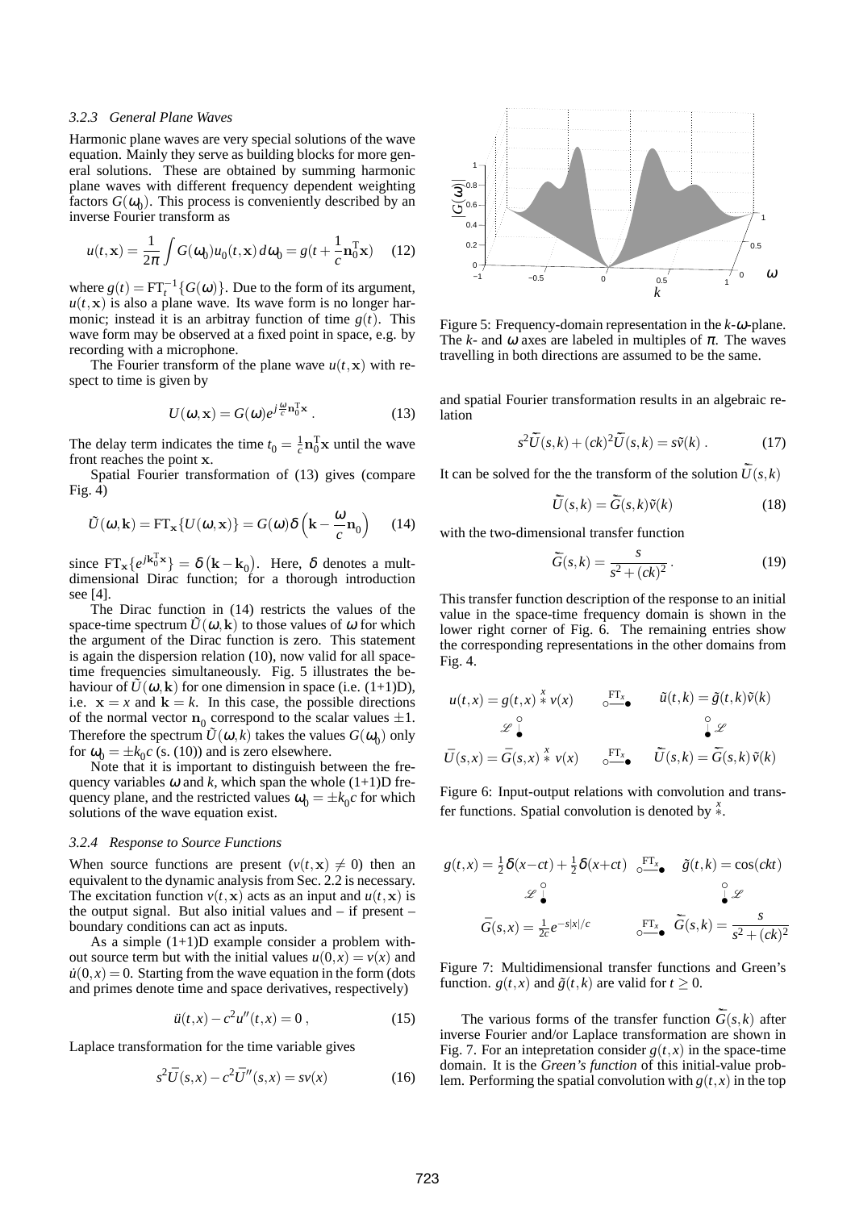### 3.2.3 General Plane Waves

Harmonic plane waves are very special solutions of the wave equation. Mainly they serve as building blocks for more general solutions. These are obtained by summing harmonic plane waves with different frequency dependent weighting factors $G(\omega_0)$. This process is conveniently described by an inverse Fourier transform as

$$u(t,\mathbf{x}) = \frac{1}{2\pi}\int G(\omega_0)u_0(t,\mathbf{x})\,d\omega_0 = g(t + \frac{1}{c}\mathbf{n}_0^{\mathrm{T}}\mathbf{x}) \quad (12)$$

where $g(t) = \mathrm{FT}_t^{-1}\{G(\omega)\}$. Due to the form of its argument, $u(t,\mathbf{x})$ is also a plane wave. Its wave form is no longer harmonic; instead it is an arbitray function of time $g(t)$. This wave form may be observed at a fixed point in space, e.g. by recording with a microphone.

The Fourier transform of the plane wave $u(t,\mathbf{x})$ with respect to time is given by

$$U(\omega,\mathbf{x}) = G(\omega)e^{j\frac{\omega}{c}\mathbf{n}_0^{\mathrm{T}}\mathbf{x}} \,. \quad (13)$$

The delay term indicates the time $t_0 = \frac{1}{c}\mathbf{n}_0^{\mathrm{T}}\mathbf{x}$ until the wave front reaches the point $\mathbf{x}$.

Spatial Fourier transformation of (13) gives (compare Fig. 4)

$$\tilde{U}(\omega,\mathbf{k}) = \mathrm{FT}_{\mathbf{x}}\{U(\omega,\mathbf{x})\} = G(\omega)\delta\left(\mathbf{k} - \frac{\omega}{c}\mathbf{n}_0\right) \quad (14)$$

since $\mathrm{FT}_{\mathbf{x}}\{e^{j\mathbf{k}_0^{\mathrm{T}}\mathbf{x}}\} = \delta\left(\mathbf{k}-\mathbf{k}_0\right)$. Here, $\delta$ denotes a mult-dimensional Dirac function; for a thorough introduction see [4].

The Dirac function in (14) restricts the values of the space-time spectrum $\tilde{U}(\omega,\mathbf{k})$ to those values of $\omega$ for which the argument of the Dirac function is zero. This statement is again the dispersion relation (10), now valid for all space-time frequencies simultaneously. Fig. 5 illustrates the behaviour of $\tilde{U}(\omega,\mathbf{k})$ for one dimension in space (i.e. (1+1)D), i.e. $\mathbf{x} = x$ and $\mathbf{k} = k$. In this case, the possible directions of the normal vector $\mathbf{n}_0$ correspond to the scalar values $\pm 1$. Therefore the spectrum $\tilde{U}(\omega,k)$ takes the values $G(\omega_0)$ only for $\omega_0 = \pm k_0 c$ (s. (10)) and is zero elsewhere.

Note that it is important to distinguish between the frequency variables $\omega$ and $k$, which span the whole (1+1)D frequency plane, and the restricted values $\omega_0 = \pm k_0 c$ for which solutions of the wave equation exist.

### 3.2.4 Response to Source Functions

When source functions are present ($v(t,\mathbf{x}) \neq 0$) then an equivalent to the dynamic analysis from Sec. 2.2 is necessary. The excitation function $v(t,\mathbf{x})$ acts as an input and $u(t,\mathbf{x})$ is the output signal. But also initial values and – if present – boundary conditions can act as inputs.

As a simple (1+1)D example consider a problem without source term but with the initial values $u(0,x) = v(x)$ and $\dot{u}(0,x) = 0$. Starting from the wave equation in the form (dots and primes denote time and space derivatives, respectively)

$$\ddot{u}(t,x) - c^2 u''(t,x) = 0 \,, \quad (15)$$

Laplace transformation for the time variable gives

$$s^2\bar{U}(s,x) - c^2\bar{U}''(s,x) = sv(x) \quad (16)$$

Figure 5: Frequency-domain representation in the $k$-$\omega$-plane. The $k$- and $\omega$ axes are labeled in multiples of $\pi$. The waves travelling in both directions are assumed to be the same.

and spatial Fourier transformation results in an algebraic relation

$$s^2\tilde{\bar{U}}(s,k) + (ck)^2\tilde{\bar{U}}(s,k) = s\tilde{v}(k) \,. \quad (17)$$

It can be solved for the the transform of the solution $\tilde{\bar{U}}(s,k)$

$$\tilde{\bar{U}}(s,k) = \tilde{\bar{G}}(s,k)\tilde{v}(k) \quad (18)$$

with the two-dimensional transfer function

$$\tilde{\bar{G}}(s,k) = \frac{s}{s^2 + (ck)^2} \,. \quad (19)$$

This transfer function description of the response to an initial value in the space-time frequency domain is shown in the lower right corner of Fig. 6. The remaining entries show the corresponding representations in the other domains from Fig. 4.

$$u(t,x) = g(t,x) \overset{x}{*} v(x) \quad \overset{\mathrm{FT}_x}{\circ\!\!-\!\!\bullet} \quad \tilde{u}(t,k) = \tilde{g}(t,k)\tilde{v}(k)$$

$$\mathscr{L} \qquad\qquad\qquad\qquad \mathscr{L}$$

$$\bar{U}(s,x) = \bar{G}(s,x) \overset{x}{*} v(x) \quad \overset{\mathrm{FT}_x}{\circ\!\!-\!\!\bullet} \quad \tilde{\bar{U}}(s,k) = \tilde{\bar{G}}(s,k)\,\tilde{v}(k)$$

Figure 6: Input-output relations with convolution and transfer functions. Spatial convolution is denoted by $\overset{x}{*}$.

$$g(t,x) = \tfrac{1}{2}\delta(x-ct) + \tfrac{1}{2}\delta(x+ct) \quad \overset{\mathrm{FT}_x}{\circ\!\!-\!\!\bullet} \quad \tilde{g}(t,k) = \cos(ckt)$$

$$\mathscr{L} \qquad\qquad\qquad\qquad \mathscr{L}$$

$$\bar{G}(s,x) = \tfrac{1}{2c}e^{-s|x|/c} \quad \overset{\mathrm{FT}_x}{\circ\!\!-\!\!\bullet} \quad \tilde{\bar{G}}(s,k) = \frac{s}{s^2 + (ck)^2}$$

Figure 7: Multidimensional transfer functions and Green's function. $g(t,x)$ and $\tilde{g}(t,k)$ are valid for $t \geq 0$.

The various forms of the transfer function $\tilde{\bar{G}}(s,k)$ after inverse Fourier and/or Laplace transformation are shown in Fig. 7. For an intepretation consider $g(t,x)$ in the space-time domain. It is the *Green's function* of this initial-value problem. Performing the spatial convolution with $g(t,x)$ in the top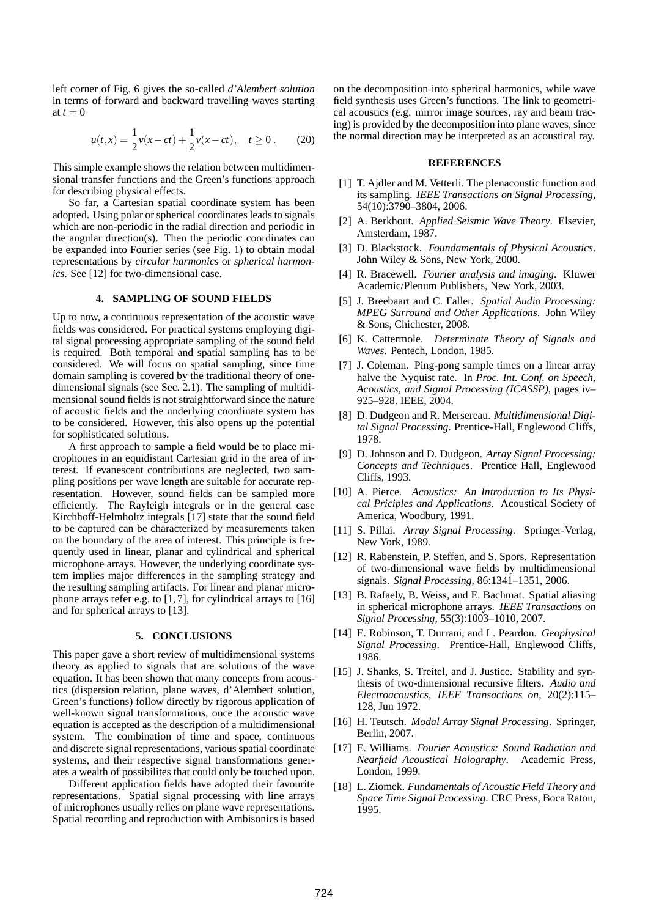left corner of Fig. 6 gives the so-called *d'Alembert solution* in terms of forward and backward travelling waves starting at $t = 0$

$$u(t,x) = \frac{1}{2}v(x-ct) + \frac{1}{2}v(x-ct), \quad t \geq 0\,. \qquad (20)$$

This simple example shows the relation between multidimensional transfer functions and the Green's functions approach for describing physical effects.

So far, a Cartesian spatial coordinate system has been adopted. Using polar or spherical coordinates leads to signals which are non-periodic in the radial direction and periodic in the angular direction(s). Then the periodic coordinates can be expanded into Fourier series (see Fig. 1) to obtain modal representations by *circular harmonics* or *spherical harmonics*. See [12] for two-dimensional case.

## 4. SAMPLING OF SOUND FIELDS

Up to now, a continuous representation of the acoustic wave fields was considered. For practical systems employing digital signal processing appropriate sampling of the sound field is required. Both temporal and spatial sampling has to be considered. We will focus on spatial sampling, since time domain sampling is covered by the traditional theory of one-dimensional signals (see Sec. 2.1). The sampling of multidimensional sound fields is not straightforward since the nature of acoustic fields and the underlying coordinate system has to be considered. However, this also opens up the potential for sophisticated solutions.

A first approach to sample a field would be to place microphones in an equidistant Cartesian grid in the area of interest. If evanescent contributions are neglected, two sampling positions per wave length are suitable for accurate representation. However, sound fields can be sampled more efficiently. The Rayleigh integrals or in the general case Kirchhoff-Helmholtz integrals [17] state that the sound field to be captured can be characterized by measurements taken on the boundary of the area of interest. This principle is frequently used in linear, planar and cylindrical and spherical microphone arrays. However, the underlying coordinate system implies major differences in the sampling strategy and the resulting sampling artifacts. For linear and planar microphone arrays refer e.g. to [1, 7], for cylindrical arrays to [16] and for spherical arrays to [13].

## 5. CONCLUSIONS

This paper gave a short review of multidimensional systems theory as applied to signals that are solutions of the wave equation. It has been shown that many concepts from acoustics (dispersion relation, plane waves, d'Alembert solution, Green's functions) follow directly by rigorous application of well-known signal transformations, once the acoustic wave equation is accepted as the description of a multidimensional system. The combination of time and space, continuous and discrete signal representations, various spatial coordinate systems, and their respective signal transformations generates a wealth of possibilites that could only be touched upon.

Different application fields have adopted their favourite representations. Spatial signal processing with line arrays of microphones usually relies on plane wave representations. Spatial recording and reproduction with Ambisonics is based on the decomposition into spherical harmonics, while wave field synthesis uses Green's functions. The link to geometrical acoustics (e.g. mirror image sources, ray and beam tracing) is provided by the decomposition into plane waves, since the normal direction may be interpreted as an acoustical ray.

## REFERENCES

[1] T. Ajdler and M. Vetterli. The plenacoustic function and its sampling. *IEEE Transactions on Signal Processing*, 54(10):3790–3804, 2006.

[2] A. Berkhout. *Applied Seismic Wave Theory*. Elsevier, Amsterdam, 1987.

[3] D. Blackstock. *Foundamentals of Physical Acoustics*. John Wiley & Sons, New York, 2000.

[4] R. Bracewell. *Fourier analysis and imaging*. Kluwer Academic/Plenum Publishers, New York, 2003.

[5] J. Breebaart and C. Faller. *Spatial Audio Processing: MPEG Surround and Other Applications*. John Wiley & Sons, Chichester, 2008.

[6] K. Cattermole. *Determinate Theory of Signals and Waves*. Pentech, London, 1985.

[7] J. Coleman. Ping-pong sample times on a linear array halve the Nyquist rate. In *Proc. Int. Conf. on Speech, Acoustics, and Signal Processing (ICASSP)*, pages iv–925–928. IEEE, 2004.

[8] D. Dudgeon and R. Mersereau. *Multidimensional Digital Signal Processing*. Prentice-Hall, Englewood Cliffs, 1978.

[9] D. Johnson and D. Dudgeon. *Array Signal Processing: Concepts and Techniques*. Prentice Hall, Englewood Cliffs, 1993.

[10] A. Pierce. *Acoustics: An Introduction to Its Physical Priciples and Applications*. Acoustical Society of America, Woodbury, 1991.

[11] S. Pillai. *Array Signal Processing*. Springer-Verlag, New York, 1989.

[12] R. Rabenstein, P. Steffen, and S. Spors. Representation of two-dimensional wave fields by multidimensional signals. *Signal Processing*, 86:1341–1351, 2006.

[13] B. Rafaely, B. Weiss, and E. Bachmat. Spatial aliasing in spherical microphone arrays. *IEEE Transactions on Signal Processing*, 55(3):1003–1010, 2007.

[14] E. Robinson, T. Durrani, and L. Peardon. *Geophysical Signal Processing*. Prentice-Hall, Englewood Cliffs, 1986.

[15] J. Shanks, S. Treitel, and J. Justice. Stability and synthesis of two-dimensional recursive filters. *Audio and Electroacoustics, IEEE Transactions on*, 20(2):115–128, Jun 1972.

[16] H. Teutsch. *Modal Array Signal Processing*. Springer, Berlin, 2007.

[17] E. Williams. *Fourier Acoustics: Sound Radiation and Nearfield Acoustical Holography*. Academic Press, London, 1999.

[18] L. Ziomek. *Fundamentals of Acoustic Field Theory and Space Time Signal Processing*. CRC Press, Boca Raton, 1995.